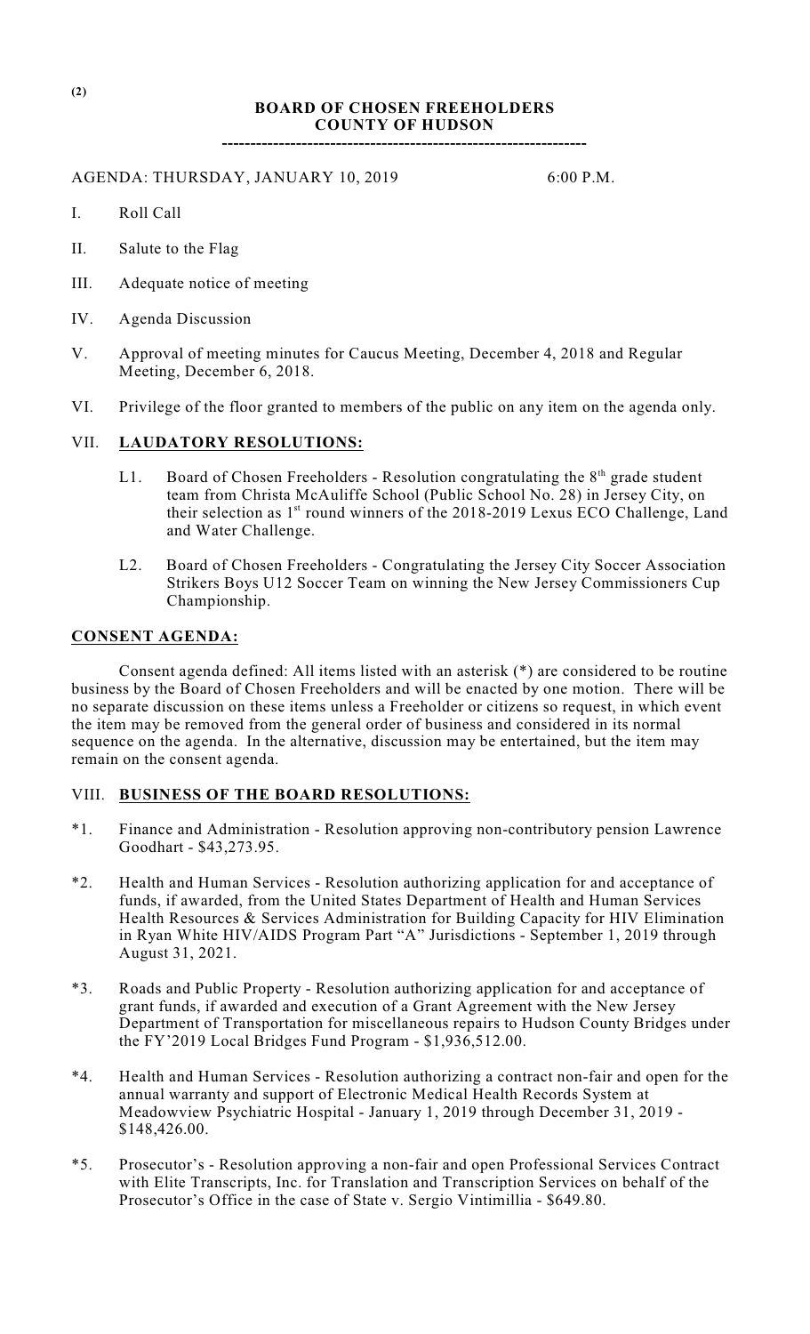**BOARD OF CHOSEN FREEHOLDERS**
**COUNTY OF HUDSON**

---

AGENDA: THURSDAY, JANUARY 10, 2019 6:00 P.M.

I. Roll Call

II. Salute to the Flag

III. Adequate notice of meeting

IV. Agenda Discussion

V. Approval of meeting minutes for Caucus Meeting, December 4, 2018 and Regular Meeting, December 6, 2018.

VI. Privilege of the floor granted to members of the public on any item on the agenda only.

VII. **LAUDATORY RESOLUTIONS:**

L1. Board of Chosen Freeholders - Resolution congratulating the 8th grade student team from Christa McAuliffe School (Public School No. 28) in Jersey City, on their selection as 1st round winners of the 2018-2019 Lexus ECO Challenge, Land and Water Challenge.

L2. Board of Chosen Freeholders - Congratulating the Jersey City Soccer Association Strikers Boys U12 Soccer Team on winning the New Jersey Commissioners Cup Championship.

**CONSENT AGENDA:**

Consent agenda defined: All items listed with an asterisk (*) are considered to be routine business by the Board of Chosen Freeholders and will be enacted by one motion. There will be no separate discussion on these items unless a Freeholder or citizens so request, in which event the item may be removed from the general order of business and considered in its normal sequence on the agenda. In the alternative, discussion may be entertained, but the item may remain on the consent agenda.

VIII. **BUSINESS OF THE BOARD RESOLUTIONS:**

*1. Finance and Administration - Resolution approving non-contributory pension Lawrence Goodhart - $43,273.95.

*2. Health and Human Services - Resolution authorizing application for and acceptance of funds, if awarded, from the United States Department of Health and Human Services Health Resources & Services Administration for Building Capacity for HIV Elimination in Ryan White HIV/AIDS Program Part "A" Jurisdictions - September 1, 2019 through August 31, 2021.

*3. Roads and Public Property - Resolution authorizing application for and acceptance of grant funds, if awarded and execution of a Grant Agreement with the New Jersey Department of Transportation for miscellaneous repairs to Hudson County Bridges under the FY'2019 Local Bridges Fund Program - $1,936,512.00.

*4. Health and Human Services - Resolution authorizing a contract non-fair and open for the annual warranty and support of Electronic Medical Health Records System at Meadowview Psychiatric Hospital - January 1, 2019 through December 31, 2019 - $148,426.00.

*5. Prosecutor's - Resolution approving a non-fair and open Professional Services Contract with Elite Transcripts, Inc. for Translation and Transcription Services on behalf of the Prosecutor's Office in the case of State v. Sergio Vintimillia - $649.80.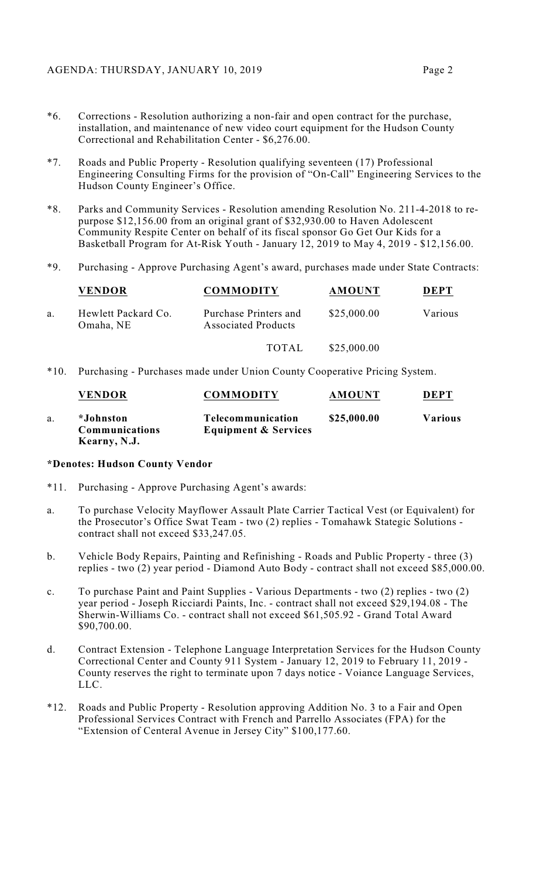*6. Corrections - Resolution authorizing a non-fair and open contract for the purchase, installation, and maintenance of new video court equipment for the Hudson County Correctional and Rehabilitation Center - $6,276.00.

*7. Roads and Public Property - Resolution qualifying seventeen (17) Professional Engineering Consulting Firms for the provision of "On-Call" Engineering Services to the Hudson County Engineer's Office.

*8. Parks and Community Services - Resolution amending Resolution No. 211-4-2018 to re-purpose $12,156.00 from an original grant of $32,930.00 to Haven Adolescent Community Respite Center on behalf of its fiscal sponsor Go Get Our Kids for a Basketball Program for At-Risk Youth - January 12, 2019 to May 4, 2019 - $12,156.00.

*9. Purchasing - Approve Purchasing Agent's award, purchases made under State Contracts:

| | VENDOR | COMMODITY | AMOUNT | DEPT |
|---|---|---|---|---|
| a. | Hewlett Packard Co. Omaha, NE | Purchase Printers and Associated Products | $25,000.00 | Various |
| | | TOTAL | $25,000.00 | |

*10. Purchasing - Purchases made under Union County Cooperative Pricing System.

| | VENDOR | COMMODITY | AMOUNT | DEPT |
|---|---|---|---|---|
| a. | **\*Johnston Communications Kearny, N.J.** | **Telecommunication Equipment & Services** | **$25,000.00** | **Various** |

**\*Denotes: Hudson County Vendor**

*11. Purchasing - Approve Purchasing Agent's awards:

a. To purchase Velocity Mayflower Assault Plate Carrier Tactical Vest (or Equivalent) for the Prosecutor's Office Swat Team - two (2) replies - Tomahawk Stategic Solutions - contract shall not exceed $33,247.05.

b. Vehicle Body Repairs, Painting and Refinishing - Roads and Public Property - three (3) replies - two (2) year period - Diamond Auto Body - contract shall not exceed $85,000.00.

c. To purchase Paint and Paint Supplies - Various Departments - two (2) replies - two (2) year period - Joseph Ricciardi Paints, Inc. - contract shall not exceed $29,194.08 - The Sherwin-Williams Co. - contract shall not exceed $61,505.92 - Grand Total Award $90,700.00.

d. Contract Extension - Telephone Language Interpretation Services for the Hudson County Correctional Center and County 911 System - January 12, 2019 to February 11, 2019 - County reserves the right to terminate upon 7 days notice - Voiance Language Services, LLC.

*12. Roads and Public Property - Resolution approving Addition No. 3 to a Fair and Open Professional Services Contract with French and Parrello Associates (FPA) for the "Extension of Centeral Avenue in Jersey City" $100,177.60.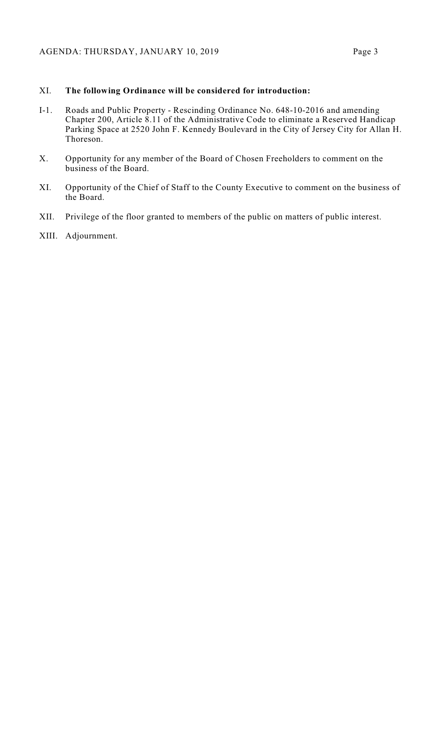XI. **The following Ordinance will be considered for introduction:**

I-1. Roads and Public Property - Rescinding Ordinance No. 648-10-2016 and amending Chapter 200, Article 8.11 of the Administrative Code to eliminate a Reserved Handicap Parking Space at 2520 John F. Kennedy Boulevard in the City of Jersey City for Allan H. Thoreson.

X. Opportunity for any member of the Board of Chosen Freeholders to comment on the business of the Board.

XI. Opportunity of the Chief of Staff to the County Executive to comment on the business of the Board.

XII. Privilege of the floor granted to members of the public on matters of public interest.

XIII. Adjournment.